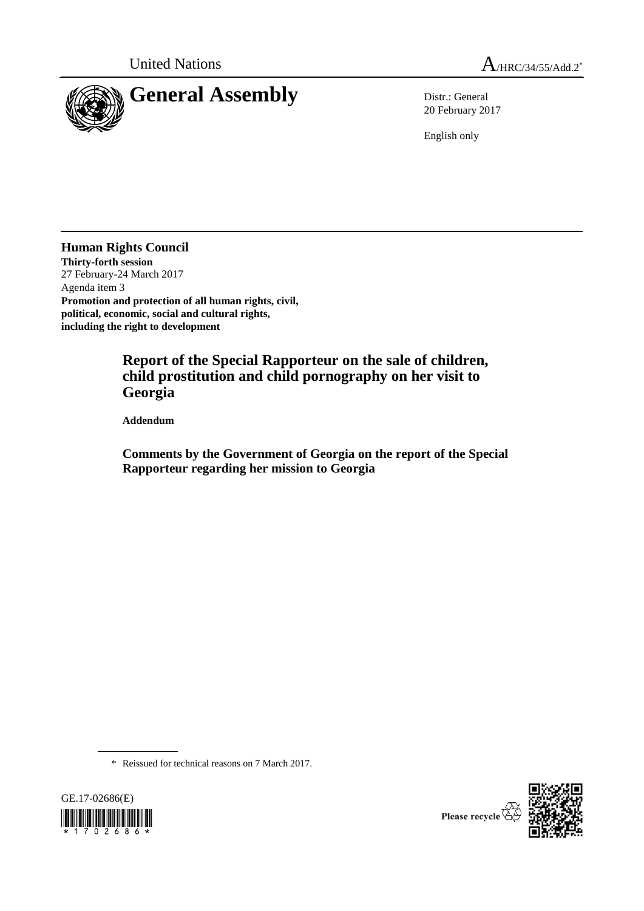United Nations

A/HRC/34/55/Add.2*

# General Assembly

Distr.: General
20 February 2017

English only

**Human Rights Council**
**Thirty-forth session**
27 February-24 March 2017
Agenda item 3
**Promotion and protection of all human rights, civil, political, economic, social and cultural rights, including the right to development**

## Report of the Special Rapporteur on the sale of children, child prostitution and child pornography on her visit to Georgia

**Addendum**

## Comments by the Government of Georgia on the report of the Special Rapporteur regarding her mission to Georgia

\* Reissued for technical reasons on 7 March 2017.

GE.17-02686(E)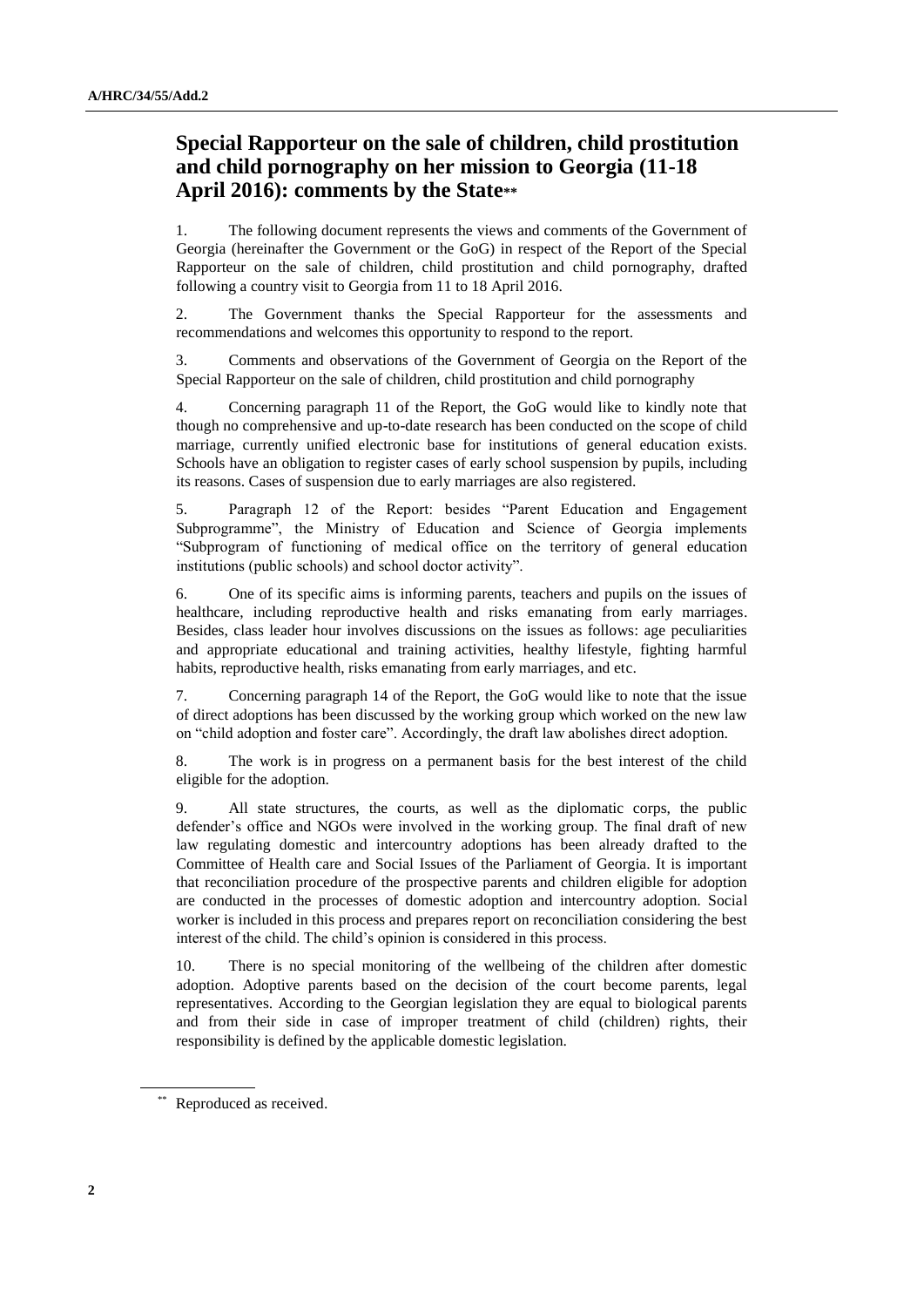## Special Rapporteur on the sale of children, child prostitution and child pornography on her mission to Georgia (11-18 April 2016): comments by the State**

1. The following document represents the views and comments of the Government of Georgia (hereinafter the Government or the GoG) in respect of the Report of the Special Rapporteur on the sale of children, child prostitution and child pornography, drafted following a country visit to Georgia from 11 to 18 April 2016.

2. The Government thanks the Special Rapporteur for the assessments and recommendations and welcomes this opportunity to respond to the report.

3. Comments and observations of the Government of Georgia on the Report of the Special Rapporteur on the sale of children, child prostitution and child pornography

4. Concerning paragraph 11 of the Report, the GoG would like to kindly note that though no comprehensive and up-to-date research has been conducted on the scope of child marriage, currently unified electronic base for institutions of general education exists. Schools have an obligation to register cases of early school suspension by pupils, including its reasons. Cases of suspension due to early marriages are also registered.

5. Paragraph 12 of the Report: besides "Parent Education and Engagement Subprogramme", the Ministry of Education and Science of Georgia implements "Subprogram of functioning of medical office on the territory of general education institutions (public schools) and school doctor activity".

6. One of its specific aims is informing parents, teachers and pupils on the issues of healthcare, including reproductive health and risks emanating from early marriages. Besides, class leader hour involves discussions on the issues as follows: age peculiarities and appropriate educational and training activities, healthy lifestyle, fighting harmful habits, reproductive health, risks emanating from early marriages, and etc.

7. Concerning paragraph 14 of the Report, the GoG would like to note that the issue of direct adoptions has been discussed by the working group which worked on the new law on "child adoption and foster care". Accordingly, the draft law abolishes direct adoption.

8. The work is in progress on a permanent basis for the best interest of the child eligible for the adoption.

9. All state structures, the courts, as well as the diplomatic corps, the public defender's office and NGOs were involved in the working group. The final draft of new law regulating domestic and intercountry adoptions has been already drafted to the Committee of Health care and Social Issues of the Parliament of Georgia. It is important that reconciliation procedure of the prospective parents and children eligible for adoption are conducted in the processes of domestic adoption and intercountry adoption. Social worker is included in this process and prepares report on reconciliation considering the best interest of the child. The child's opinion is considered in this process.

10. There is no special monitoring of the wellbeing of the children after domestic adoption. Adoptive parents based on the decision of the court become parents, legal representatives. According to the Georgian legislation they are equal to biological parents and from their side in case of improper treatment of child (children) rights, their responsibility is defined by the applicable domestic legislation.

** Reproduced as received.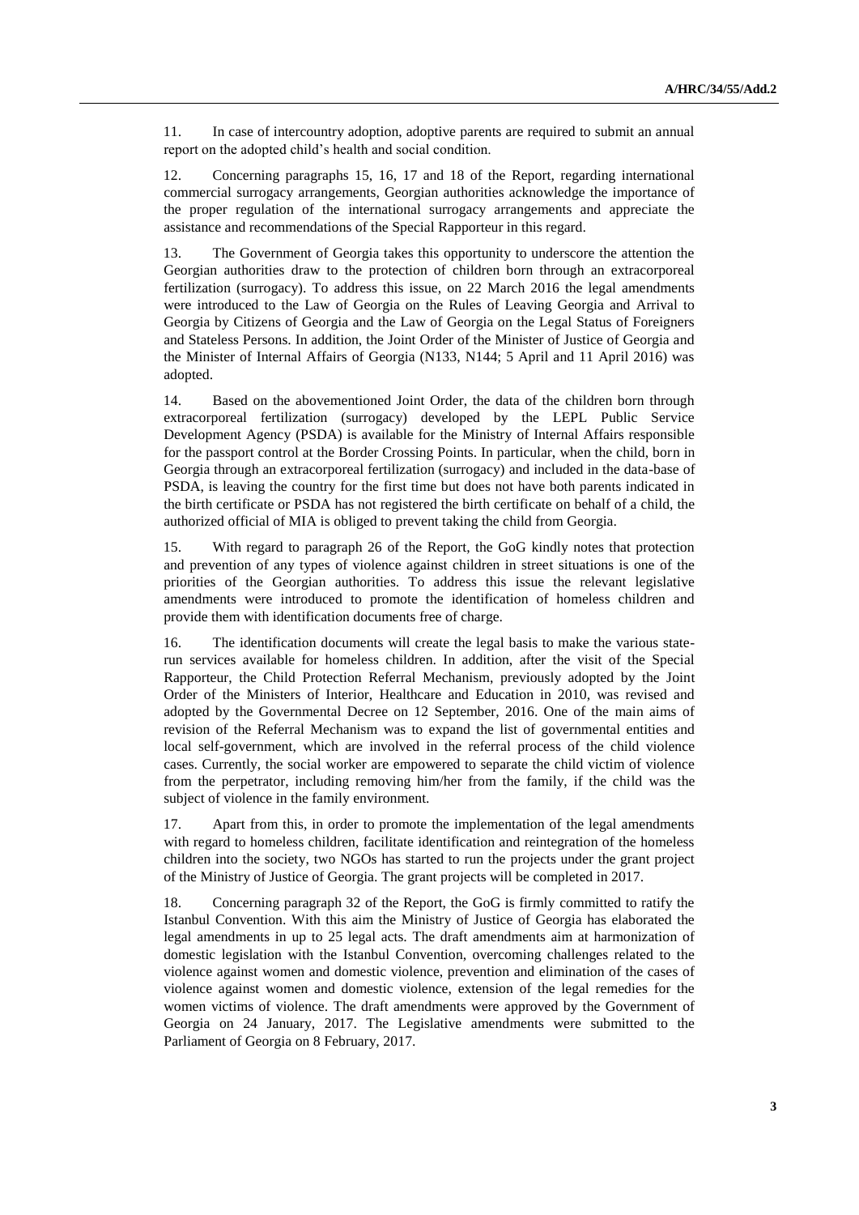11. In case of intercountry adoption, adoptive parents are required to submit an annual report on the adopted child's health and social condition.

12. Concerning paragraphs 15, 16, 17 and 18 of the Report, regarding international commercial surrogacy arrangements, Georgian authorities acknowledge the importance of the proper regulation of the international surrogacy arrangements and appreciate the assistance and recommendations of the Special Rapporteur in this regard.

13. The Government of Georgia takes this opportunity to underscore the attention the Georgian authorities draw to the protection of children born through an extracorporeal fertilization (surrogacy). To address this issue, on 22 March 2016 the legal amendments were introduced to the Law of Georgia on the Rules of Leaving Georgia and Arrival to Georgia by Citizens of Georgia and the Law of Georgia on the Legal Status of Foreigners and Stateless Persons. In addition, the Joint Order of the Minister of Justice of Georgia and the Minister of Internal Affairs of Georgia (N133, N144; 5 April and 11 April 2016) was adopted.

14. Based on the abovementioned Joint Order, the data of the children born through extracorporeal fertilization (surrogacy) developed by the LEPL Public Service Development Agency (PSDA) is available for the Ministry of Internal Affairs responsible for the passport control at the Border Crossing Points. In particular, when the child, born in Georgia through an extracorporeal fertilization (surrogacy) and included in the data-base of PSDA, is leaving the country for the first time but does not have both parents indicated in the birth certificate or PSDA has not registered the birth certificate on behalf of a child, the authorized official of MIA is obliged to prevent taking the child from Georgia.

15. With regard to paragraph 26 of the Report, the GoG kindly notes that protection and prevention of any types of violence against children in street situations is one of the priorities of the Georgian authorities. To address this issue the relevant legislative amendments were introduced to promote the identification of homeless children and provide them with identification documents free of charge.

16. The identification documents will create the legal basis to make the various state-run services available for homeless children. In addition, after the visit of the Special Rapporteur, the Child Protection Referral Mechanism, previously adopted by the Joint Order of the Ministers of Interior, Healthcare and Education in 2010, was revised and adopted by the Governmental Decree on 12 September, 2016. One of the main aims of revision of the Referral Mechanism was to expand the list of governmental entities and local self-government, which are involved in the referral process of the child violence cases. Currently, the social worker are empowered to separate the child victim of violence from the perpetrator, including removing him/her from the family, if the child was the subject of violence in the family environment.

17. Apart from this, in order to promote the implementation of the legal amendments with regard to homeless children, facilitate identification and reintegration of the homeless children into the society, two NGOs has started to run the projects under the grant project of the Ministry of Justice of Georgia. The grant projects will be completed in 2017.

18. Concerning paragraph 32 of the Report, the GoG is firmly committed to ratify the Istanbul Convention. With this aim the Ministry of Justice of Georgia has elaborated the legal amendments in up to 25 legal acts. The draft amendments aim at harmonization of domestic legislation with the Istanbul Convention, overcoming challenges related to the violence against women and domestic violence, prevention and elimination of the cases of violence against women and domestic violence, extension of the legal remedies for the women victims of violence. The draft amendments were approved by the Government of Georgia on 24 January, 2017. The Legislative amendments were submitted to the Parliament of Georgia on 8 February, 2017.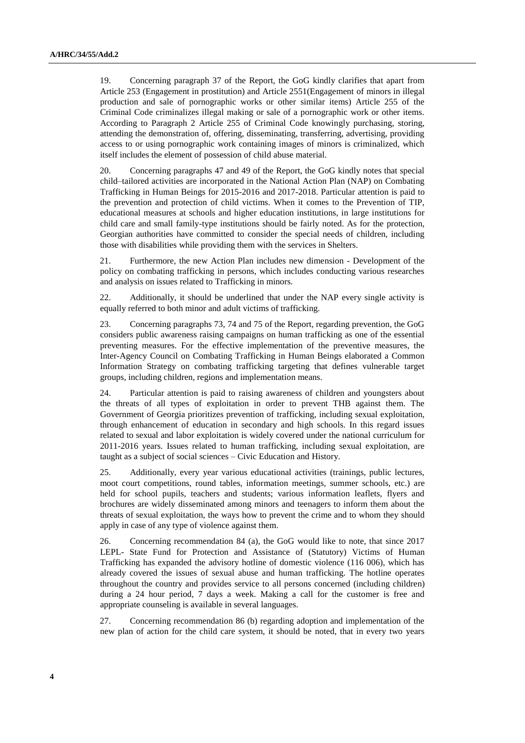19. Concerning paragraph 37 of the Report, the GoG kindly clarifies that apart from Article 253 (Engagement in prostitution) and Article 2551(Engagement of minors in illegal production and sale of pornographic works or other similar items) Article 255 of the Criminal Code criminalizes illegal making or sale of a pornographic work or other items. According to Paragraph 2 Article 255 of Criminal Code knowingly purchasing, storing, attending the demonstration of, offering, disseminating, transferring, advertising, providing access to or using pornographic work containing images of minors is criminalized, which itself includes the element of possession of child abuse material.

20. Concerning paragraphs 47 and 49 of the Report, the GoG kindly notes that special child–tailored activities are incorporated in the National Action Plan (NAP) on Combating Trafficking in Human Beings for 2015-2016 and 2017-2018. Particular attention is paid to the prevention and protection of child victims. When it comes to the Prevention of TIP, educational measures at schools and higher education institutions, in large institutions for child care and small family-type institutions should be fairly noted. As for the protection, Georgian authorities have committed to consider the special needs of children, including those with disabilities while providing them with the services in Shelters.

21. Furthermore, the new Action Plan includes new dimension - Development of the policy on combating trafficking in persons, which includes conducting various researches and analysis on issues related to Trafficking in minors.

22. Additionally, it should be underlined that under the NAP every single activity is equally referred to both minor and adult victims of trafficking.

23. Concerning paragraphs 73, 74 and 75 of the Report, regarding prevention, the GoG considers public awareness raising campaigns on human trafficking as one of the essential preventing measures. For the effective implementation of the preventive measures, the Inter-Agency Council on Combating Trafficking in Human Beings elaborated a Common Information Strategy on combating trafficking targeting that defines vulnerable target groups, including children, regions and implementation means.

24. Particular attention is paid to raising awareness of children and youngsters about the threats of all types of exploitation in order to prevent THB against them. The Government of Georgia prioritizes prevention of trafficking, including sexual exploitation, through enhancement of education in secondary and high schools. In this regard issues related to sexual and labor exploitation is widely covered under the national curriculum for 2011-2016 years. Issues related to human trafficking, including sexual exploitation, are taught as a subject of social sciences – Civic Education and History.

25. Additionally, every year various educational activities (trainings, public lectures, moot court competitions, round tables, information meetings, summer schools, etc.) are held for school pupils, teachers and students; various information leaflets, flyers and brochures are widely disseminated among minors and teenagers to inform them about the threats of sexual exploitation, the ways how to prevent the crime and to whom they should apply in case of any type of violence against them.

26. Concerning recommendation 84 (a), the GoG would like to note, that since 2017 LEPL- State Fund for Protection and Assistance of (Statutory) Victims of Human Trafficking has expanded the advisory hotline of domestic violence (116 006), which has already covered the issues of sexual abuse and human trafficking. The hotline operates throughout the country and provides service to all persons concerned (including children) during a 24 hour period, 7 days a week. Making a call for the customer is free and appropriate counseling is available in several languages.

27. Concerning recommendation 86 (b) regarding adoption and implementation of the new plan of action for the child care system, it should be noted, that in every two years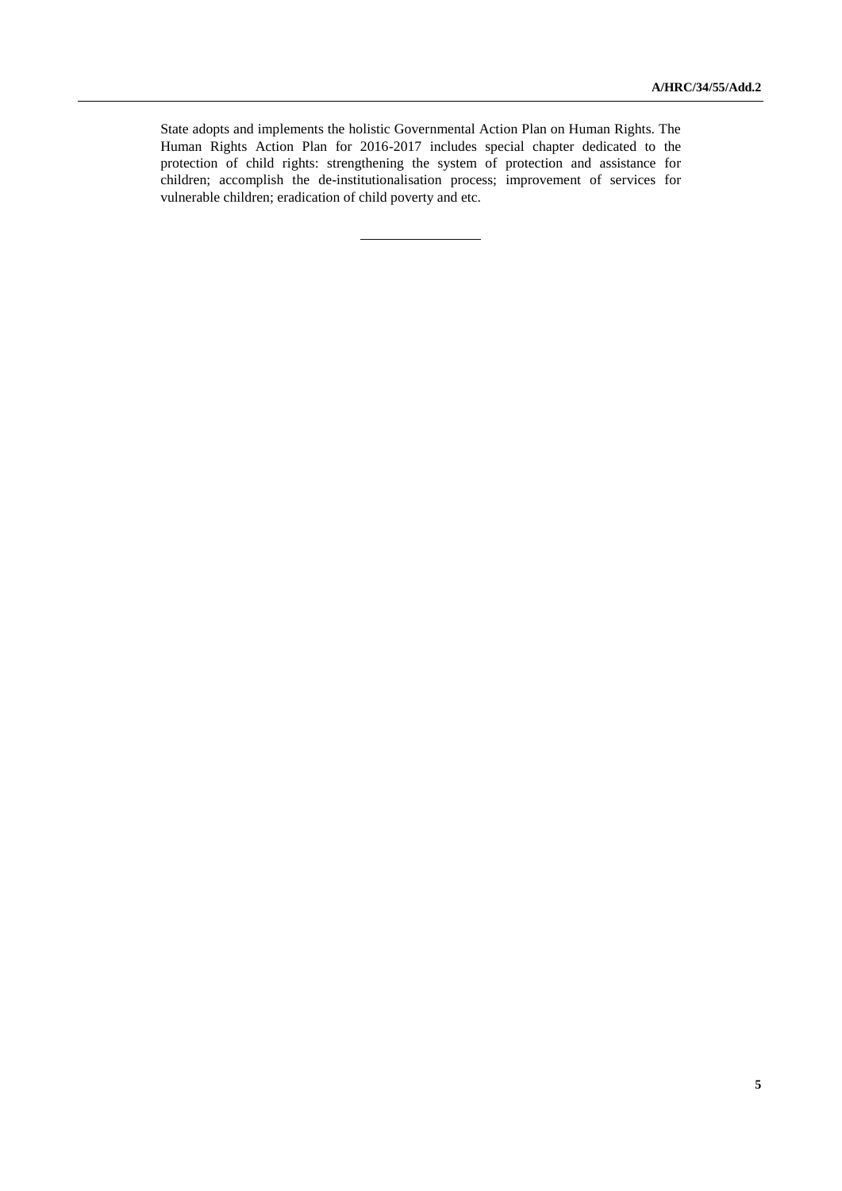State adopts and implements the holistic Governmental Action Plan on Human Rights. The Human Rights Action Plan for 2016-2017 includes special chapter dedicated to the protection of child rights: strengthening the system of protection and assistance for children; accomplish the de-institutionalisation process; improvement of services for vulnerable children; eradication of child poverty and etc.